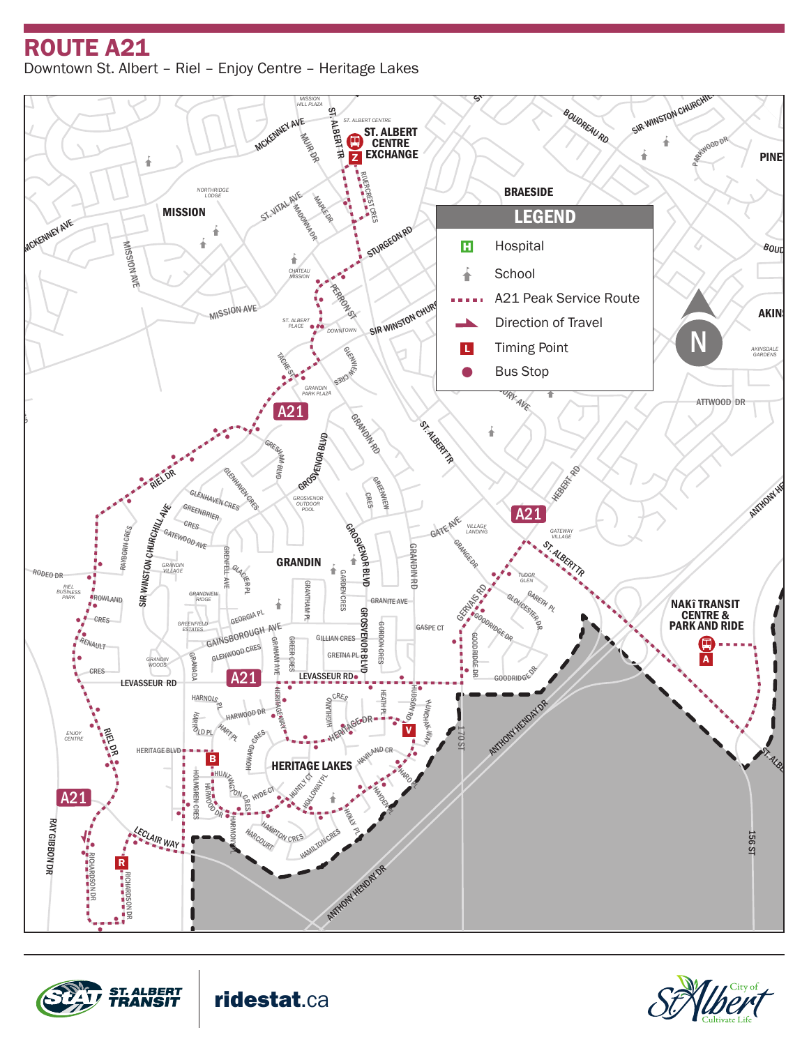# ROUTE A21

Downtown St. Albert – Riel – Enjoy Centre – Heritage Lakes

## LEGEND

- Hospital
- School
- A21 Peak Service Route
- Direction of Travel
- Timing Point
- Bus Stop

ST. ALBERT CENTRE EXCHANGE (Z)

NAKÎ TRANSIT CENTRE & PARK AND RIDE (A)

ST. ALBERT TRANSIT

ridestat.ca

City of St. Albert — Cultivate Life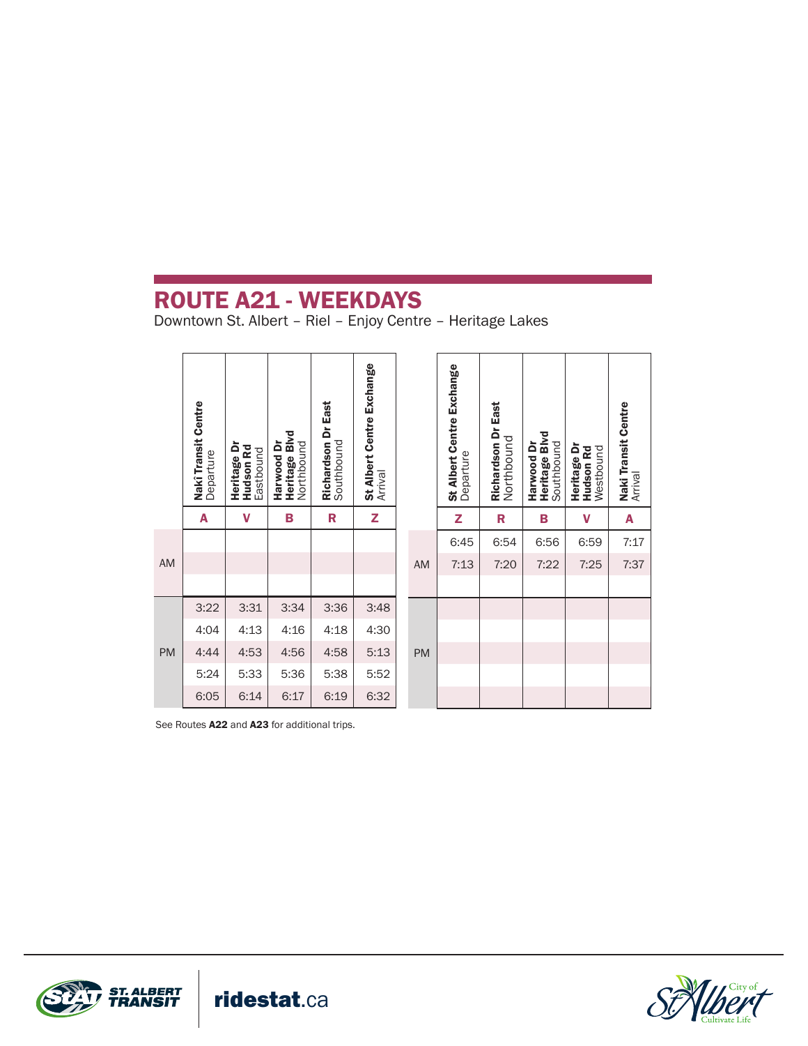## ROUTE A21 - WEEKDAYS

Downtown St. Albert – Riel – Enjoy Centre – Heritage Lakes

| | Naki Transit Centre Departure | Heritage Dr Hudson Rd Eastbound | Harwood Dr Heritage Blvd Northbound | Richardson Dr East Southbound | St Albert Centre Exchange Arrival |
|---|---|---|---|---|---|
| | **A** | **V** | **B** | **R** | **Z** |
| AM | | | | | |
| AM | | | | | |
| AM | | | | | |
| PM | 3:22 | 3:31 | 3:34 | 3:36 | 3:48 |
| PM | 4:04 | 4:13 | 4:16 | 4:18 | 4:30 |
| PM | 4:44 | 4:53 | 4:56 | 4:58 | 5:13 |
| PM | 5:24 | 5:33 | 5:36 | 5:38 | 5:52 |
| PM | 6:05 | 6:14 | 6:17 | 6:19 | 6:32 |

| | St Albert Centre Exchange Departure | Richardson Dr East Northbound | Harwood Dr Heritage Blvd Southbound | Heritage Dr Hudson Rd Westbound | Naki Transit Centre Arrival |
|---|---|---|---|---|---|
| | **Z** | **R** | **B** | **V** | **A** |
| AM | 6:45 | 6:54 | 6:56 | 6:59 | 7:17 |
| AM | 7:13 | 7:20 | 7:22 | 7:25 | 7:37 |
| AM | | | | | |
| PM | | | | | |
| PM | | | | | |
| PM | | | | | |
| PM | | | | | |
| PM | | | | | |

See Routes **A22** and **A23** for additional trips.

ST. ALBERT TRANSIT

**ridestat**.ca

City of St. Albert Cultivate Life